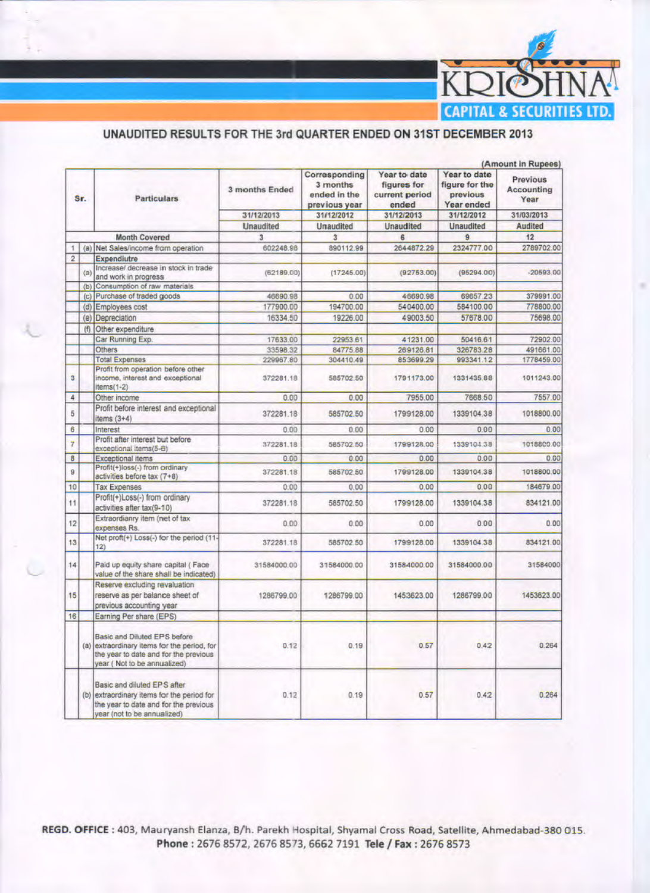# KRISHNA CAPITAL & SECURITIES LTD.

## UNAUDITED RESULTS FOR THE 3rd QUARTER ENDED ON 31ST DECEMBER 2013

(Amount in Rupees)

| Sr. | | Particulars | 3 months Ended | Corresponding 3 months ended in the previous year | Year to date figures for current period ended | Year to date figure for the previous Year ended | Previous Accounting Year |
|---|---|---|---|---|---|---|---|
| | | | 31/12/2013 | 31/12/2012 | 31/12/2013 | 31/12/2012 | 31/03/2013 |
| | | | Unaudited | Unaudited | Unaudited | Unaudited | Audited |
| | | Month Covered | 3 | 3 | 6 | 9 | 12 |
| 1 | (a) | Net Sales/income from operation | 602248.98 | 890112.99 | 2644872.29 | 2324777.00 | 2789702.00 |
| 2 | | Expendiutre | | | | | |
| | (a) | Increase/ decrease in stock in trade and work in progress | (62189.00) | (17245.00) | (92753.00) | (95294.00) | -20593.00 |
| | (b) | Consumption of raw materials | | | | | |
| | (c) | Purchase of traded goods | 46690.98 | 0.00 | 46690.98 | 69657.23 | 379991.00 |
| | (d) | Employees cost | 177900.00 | 194700.00 | 540400.00 | 584100.00 | 778800.00 |
| | (e) | Depreciation | 16334.50 | 19226.00 | 49003.50 | 57678.00 | 75698.00 |
| | (f) | Other expenditure | | | | | |
| | | Car Running Exp. | 17633.00 | 22953.61 | 41231.00 | 50416.61 | 72902.00 |
| | | Others | 33598.32 | 84775.88 | 269126.81 | 326783.28 | 491661.00 |
| | | Total Expenses | 229967.80 | 304410.49 | 853699.29 | 993341.12 | 1778459.00 |
| 3 | | Profit from operation before other income, interest and exceptional items(1-2) | 372281.18 | 585702.50 | 1791173.00 | 1331435.88 | 1011243.00 |
| 4 | | Other income | 0.00 | 0.00 | 7955.00 | 7668.50 | 7557.00 |
| 5 | | Profit before interest and exceptional items (3+4) | 372281.18 | 585702.50 | 1799128.00 | 1339104.38 | 1018800.00 |
| 6 | | Interest | 0.00 | 0.00 | 0.00 | 0.00 | 0.00 |
| 7 | | Profit after interest but before exceptional items(5-6) | 372281.18 | 585702.50 | 1799128.00 | 1339104.38 | 1018800.00 |
| 8 | | Exceptional items | 0.00 | 0.00 | 0.00 | 0.00 | 0.00 |
| 9 | | Profit(+)loss(-) from ordinary activities before tax (7+8) | 372281.18 | 585702.50 | 1799128.00 | 1339104.38 | 1018800.00 |
| 10 | | Tax Expenses | 0.00 | 0.00 | 0.00 | 0.00 | 184679.00 |
| 11 | | Profit(+)Loss(-) from ordinary activities after tax(9-10) | 372281.18 | 585702.50 | 1799128.00 | 1339104.38 | 834121.00 |
| 12 | | Extraordianry item (net of tax expenses Rs. | 0.00 | 0.00 | 0.00 | 0.00 | 0.00 |
| 13 | | Net profit(+) Loss(-) for the period (11-12) | 372281.18 | 585702.50 | 1799128.00 | 1339104.38 | 834121.00 |
| 14 | | Paid up equity share capital ( Face value of the share shall be indicated) | 31584000.00 | 31584000.00 | 31584000.00 | 31584000.00 | 31584000 |
| 15 | | Reserve excluding revaluation reserve as per balance sheet of previous accounting year | 1286799.00 | 1286799.00 | 1453623.00 | 1286799.00 | 1453623.00 |
| 16 | | Earning Per share (EPS) | | | | | |
| | (a) | Basic and Diluted EPS before extraordinary items for the period, for the year to date and for the previous year ( Not to be annualized) | 0.12 | 0.19 | 0.57 | 0.42 | 0.264 |
| | (b) | Basic and diluted EPS after extraordinary items for the period for the year to date and for the previous year (not to be annualized) | 0.12 | 0.19 | 0.57 | 0.42 | 0.264 |

**REGD. OFFICE :** 403, Mauryansh Elanza, B/h. Parekh Hospital, Shyamal Cross Road, Satellite, Ahmedabad-380 015.
**Phone :** 2676 8572, 2676 8573, 6662 7191 **Tele / Fax :** 2676 8573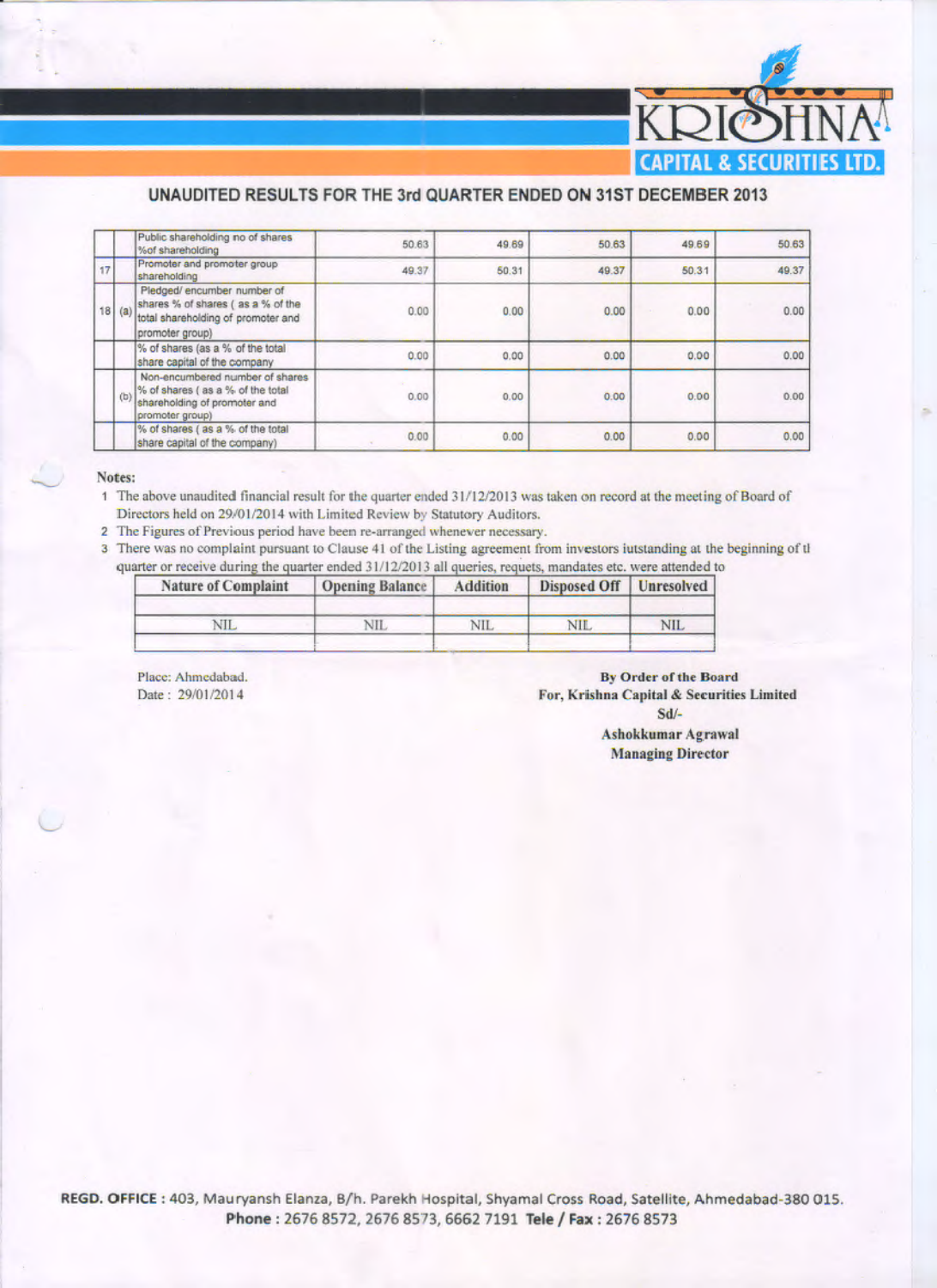# UNAUDITED RESULTS FOR THE 3rd QUARTER ENDED ON 31ST DECEMBER 2013

| | | | | | | | |
|---|---|---|---|---|---|---|---|
| | | Public shareholding no of shares %of shareholding | 50.63 | 49.69 | 50.63 | 49.69 | 50.63 |
| 17 | | Promoter and promoter group shareholding | 49.37 | 50.31 | 49.37 | 50.31 | 49.37 |
| 18 | (a) | Pledged/ encumber number of shares % of shares ( as a % of the total shareholding of promoter and promoter group) | 0.00 | 0.00 | 0.00 | 0.00 | 0.00 |
| | | % of shares (as a % of the total share capital of the company | 0.00 | 0.00 | 0.00 | 0.00 | 0.00 |
| | (b) | Non-encumbered number of shares % of shares ( as a % of the total shareholding of promoter and promoter group) | 0.00 | 0.00 | 0.00 | 0.00 | 0.00 |
| | | % of shares ( as a % of the total share capital of the company) | 0.00 | 0.00 | 0.00 | 0.00 | 0.00 |

**Notes:**

1. The above unaudited financial result for the quarter ended 31/12/2013 was taken on record at the meeting of Board of Directors held on 29/01/2014 with Limited Review by Statutory Auditors.
2. The Figures of Previous period have been re-arranged whenever necessary.
3. There was no complaint pursuant to Clause 41 of the Listing agreement from investors iutstanding at the beginning of tl quarter or receive during the quarter ended 31/12/2013 all queries, requets, mandates etc. were attended to

| Nature of Complaint | Opening Balance | Addition | Disposed Off | Unresolved |
|---|---|---|---|---|
| NIL | NIL | NIL | NIL | NIL |

Place: Ahmedabad.
Date : 29/01/2014

**By Order of the Board**
**For, Krishna Capital & Securities Limited**
**Sd/-**
**Ashokkumar Agrawal**
**Managing Director**